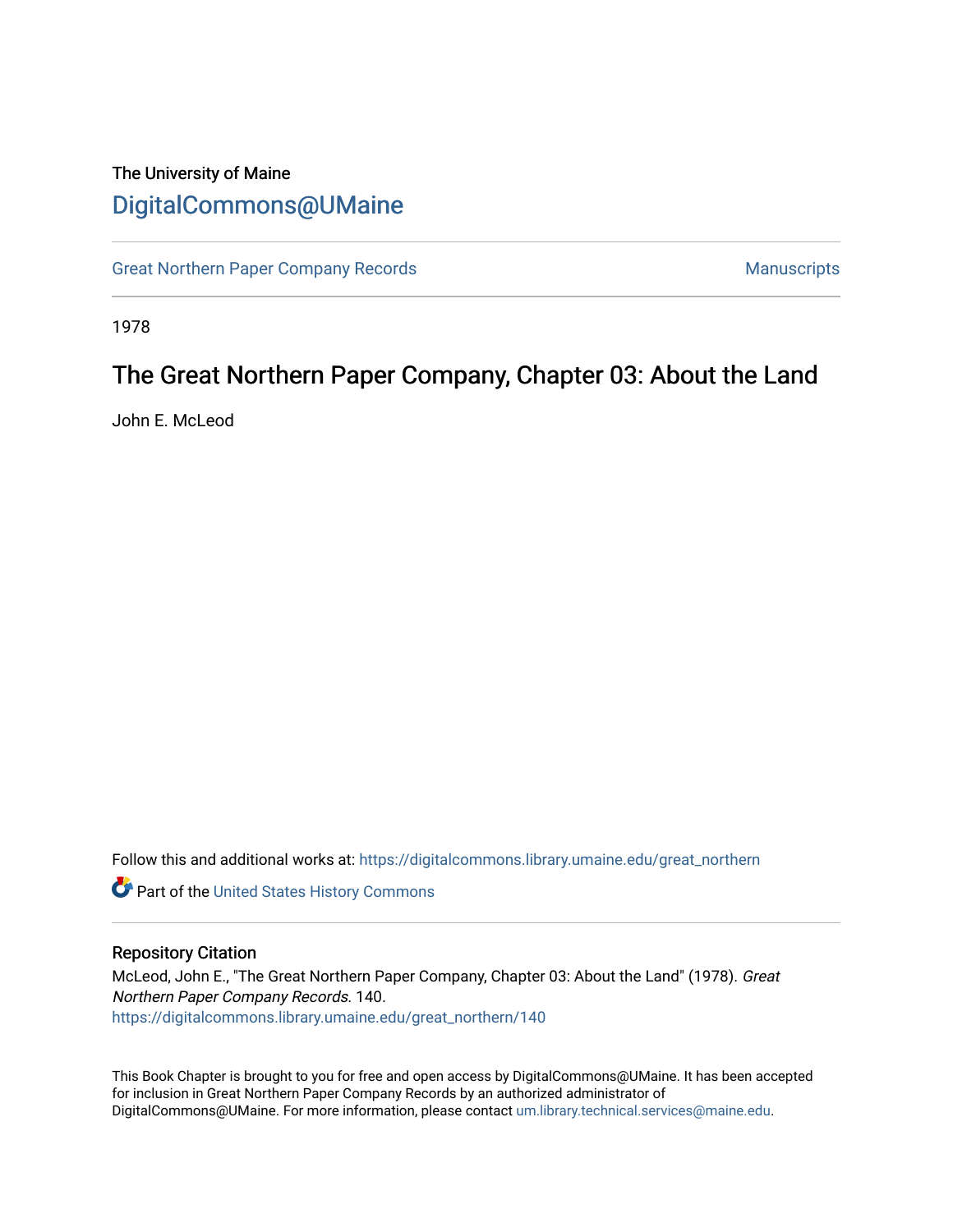The University of Maine

# DigitalCommons@UMaine

Great Northern Paper Company Records | Manuscripts

1978

## The Great Northern Paper Company, Chapter 03: About the Land

John E. McLeod

Follow this and additional works at: https://digitalcommons.library.umaine.edu/great_northern

Part of the United States History Commons

### Repository Citation

McLeod, John E., "The Great Northern Paper Company, Chapter 03: About the Land" (1978). *Great Northern Paper Company Records*. 140.
https://digitalcommons.library.umaine.edu/great_northern/140

This Book Chapter is brought to you for free and open access by DigitalCommons@UMaine. It has been accepted for inclusion in Great Northern Paper Company Records by an authorized administrator of DigitalCommons@UMaine. For more information, please contact um.library.technical.services@maine.edu.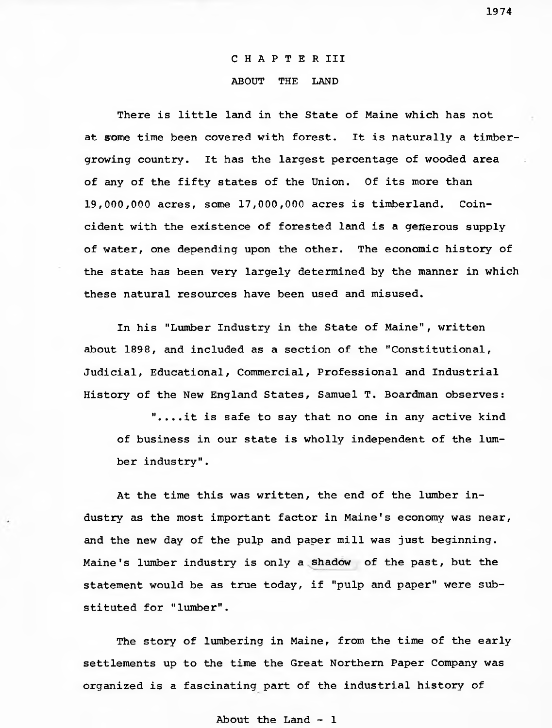# CHAPTER III

## ABOUT THE LAND

There is little land in the State of Maine which has not at some time been covered with forest. It is naturally a timber-growing country. It has the largest percentage of wooded area of any of the fifty states of the Union. Of its more than 19,000,000 acres, some 17,000,000 acres is timberland. Coincident with the existence of forested land is a generous supply of water, one depending upon the other. The economic history of the state has been very largely determined by the manner in which these natural resources have been used and misused.

In his "Lumber Industry in the State of Maine", written about 1898, and included as a section of the "Constitutional, Judicial, Educational, Commercial, Professional and Industrial History of the New England States, Samuel T. Boardman observes:

> "....it is safe to say that no one in any active kind of business in our state is wholly independent of the lumber industry".

At the time this was written, the end of the lumber industry as the most important factor in Maine's economy was near, and the new day of the pulp and paper mill was just beginning. Maine's lumber industry is only a shadow of the past, but the statement would be as true today, if "pulp and paper" were substituted for "lumber".

The story of lumbering in Maine, from the time of the early settlements up to the time the Great Northern Paper Company was organized is a fascinating part of the industrial history of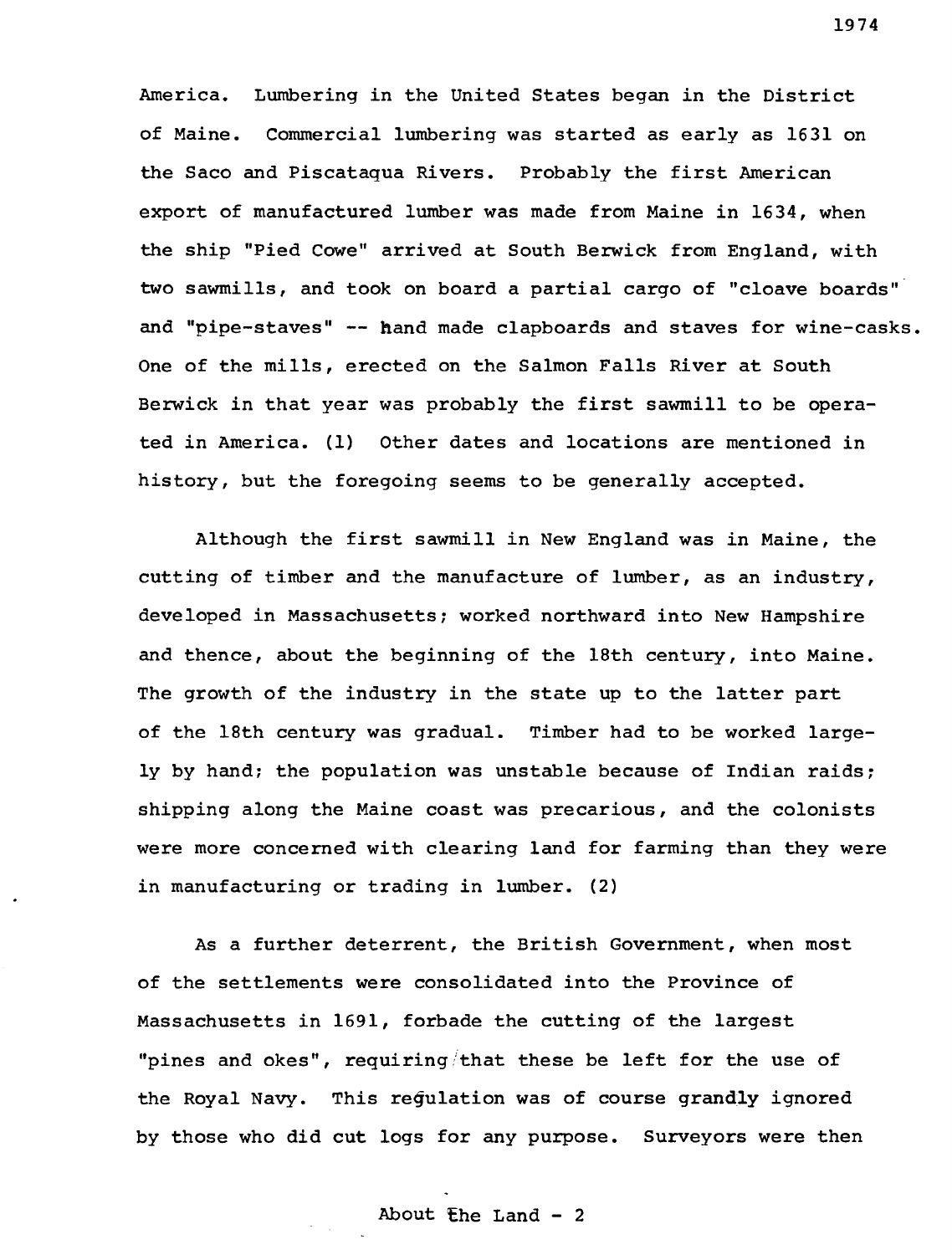America. Lumbering in the United States began in the District of Maine. Commercial lumbering was started as early as 1631 on the Saco and Piscataqua Rivers. Probably the first American export of manufactured lumber was made from Maine in 1634, when the ship "Pied Cowe" arrived at South Berwick from England, with two sawmills, and took on board a partial cargo of "cloave boards" and "pipe-staves" -- hand made clapboards and staves for wine-casks. One of the mills, erected on the Salmon Falls River at South Berwick in that year was probably the first sawmill to be operated in America. (1) Other dates and locations are mentioned in history, but the foregoing seems to be generally accepted.

Although the first sawmill in New England was in Maine, the cutting of timber and the manufacture of lumber, as an industry, developed in Massachusetts; worked northward into New Hampshire and thence, about the beginning of the 18th century, into Maine. The growth of the industry in the state up to the latter part of the 18th century was gradual. Timber had to be worked largely by hand; the population was unstable because of Indian raids; shipping along the Maine coast was precarious, and the colonists were more concerned with clearing land for farming than they were in manufacturing or trading in lumber. (2)

As a further deterrent, the British Government, when most of the settlements were consolidated into the Province of Massachusetts in 1691, forbade the cutting of the largest "pines and okes", requiring that these be left for the use of the Royal Navy. This regulation was of course grandly ignored by those who did cut logs for any purpose. Surveyors were then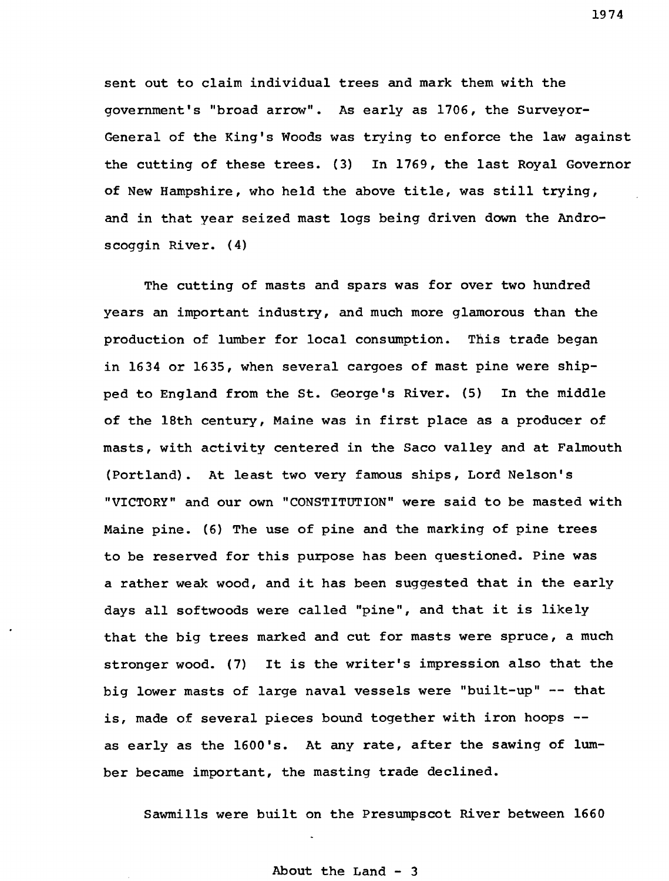sent out to claim individual trees and mark them with the government's "broad arrow". As early as 1706, the Surveyor-General of the King's Woods was trying to enforce the law against the cutting of these trees. (3) In 1769, the last Royal Governor of New Hampshire, who held the above title, was still trying, and in that year seized mast logs being driven down the Androscoggin River. (4)

The cutting of masts and spars was for over two hundred years an important industry, and much more glamorous than the production of lumber for local consumption. This trade began in 1634 or 1635, when several cargoes of mast pine were shipped to England from the St. George's River. (5) In the middle of the 18th century, Maine was in first place as a producer of masts, with activity centered in the Saco valley and at Falmouth (Portland). At least two very famous ships, Lord Nelson's "VICTORY" and our own "CONSTITUTION" were said to be masted with Maine pine. (6) The use of pine and the marking of pine trees to be reserved for this purpose has been questioned. Pine was a rather weak wood, and it has been suggested that in the early days all softwoods were called "pine", and that it is likely that the big trees marked and cut for masts were spruce, a much stronger wood. (7) It is the writer's impression also that the big lower masts of large naval vessels were "built-up" -- that is, made of several pieces bound together with iron hoops -- as early as the 1600's. At any rate, after the sawing of lumber became important, the masting trade declined.

Sawmills were built on the Presumpscot River between 1660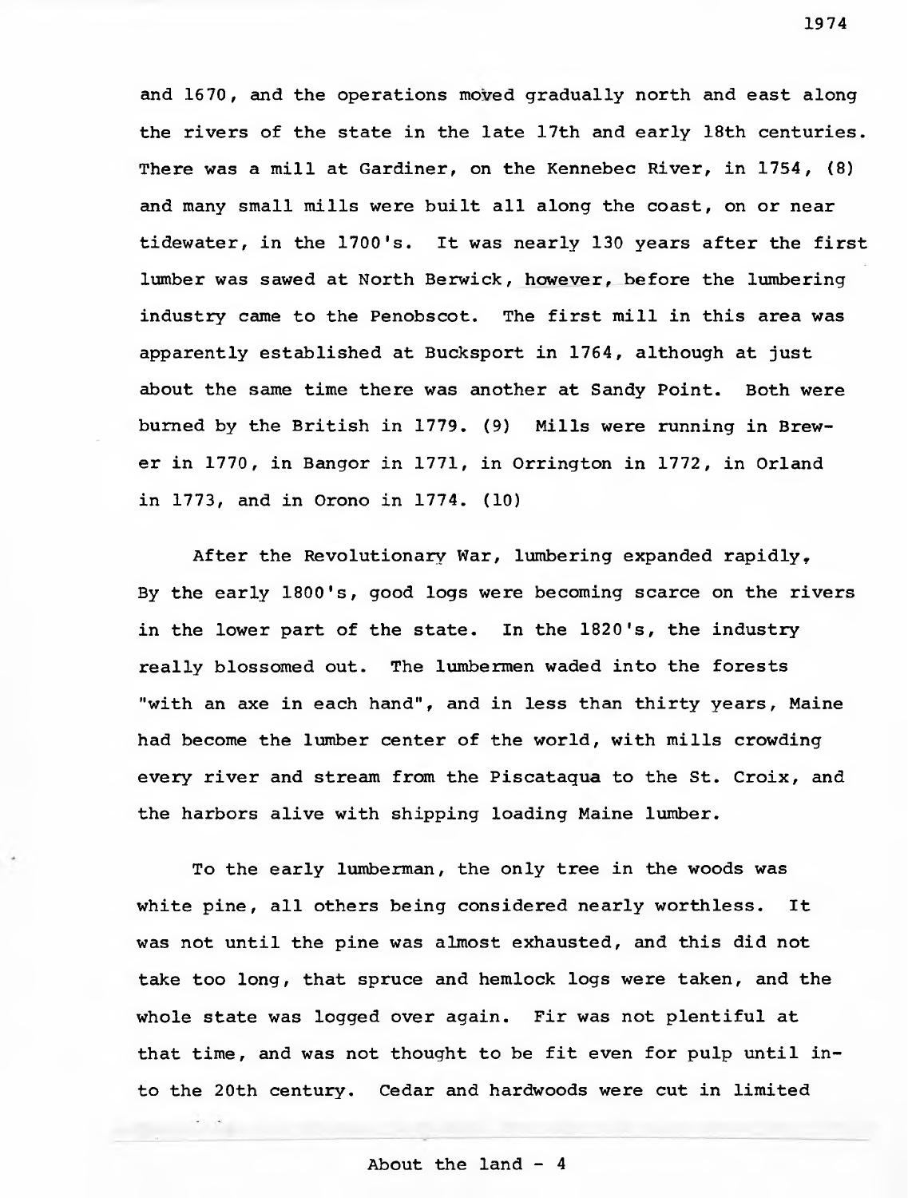and 1670, and the operations moved gradually north and east along the rivers of the state in the late 17th and early 18th centuries. There was a mill at Gardiner, on the Kennebec River, in 1754, (8) and many small mills were built all along the coast, on or near tidewater, in the 1700's. It was nearly 130 years after the first lumber was sawed at North Berwick, however, before the lumbering industry came to the Penobscot. The first mill in this area was apparently established at Bucksport in 1764, although at just about the same time there was another at Sandy Point. Both were burned by the British in 1779. (9) Mills were running in Brewer in 1770, in Bangor in 1771, in Orrington in 1772, in Orland in 1773, and in Orono in 1774. (10)

After the Revolutionary War, lumbering expanded rapidly. By the early 1800's, good logs were becoming scarce on the rivers in the lower part of the state. In the 1820's, the industry really blossomed out. The lumbermen waded into the forests "with an axe in each hand", and in less than thirty years, Maine had become the lumber center of the world, with mills crowding every river and stream from the Piscataqua to the St. Croix, and the harbors alive with shipping loading Maine lumber.

To the early lumberman, the only tree in the woods was white pine, all others being considered nearly worthless. It was not until the pine was almost exhausted, and this did not take too long, that spruce and hemlock logs were taken, and the whole state was logged over again. Fir was not plentiful at that time, and was not thought to be fit even for pulp until into the 20th century. Cedar and hardwoods were cut in limited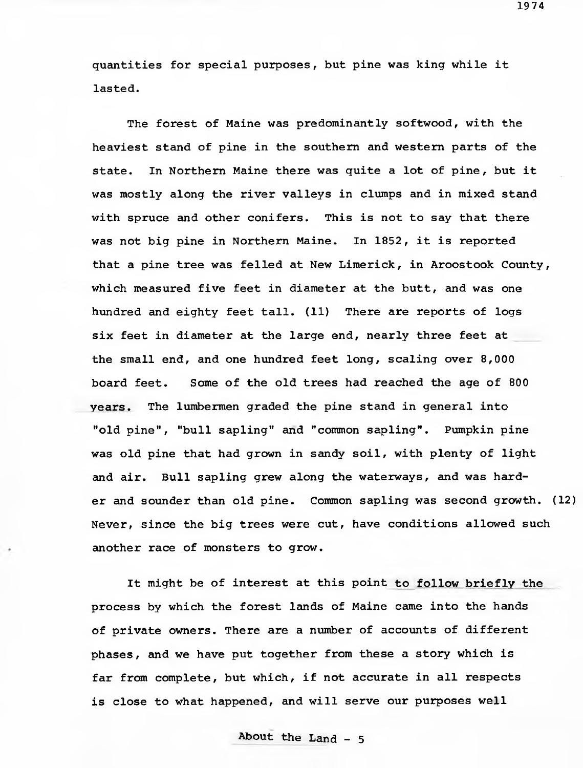quantities for special purposes, but pine was king while it lasted.

The forest of Maine was predominantly softwood, with the heaviest stand of pine in the southern and western parts of the state. In Northern Maine there was quite a lot of pine, but it was mostly along the river valleys in clumps and in mixed stand with spruce and other conifers. This is not to say that there was not big pine in Northern Maine. In 1852, it is reported that a pine tree was felled at New Limerick, in Aroostook County, which measured five feet in diameter at the butt, and was one hundred and eighty feet tall. (11) There are reports of logs six feet in diameter at the large end, nearly three feet at the small end, and one hundred feet long, scaling over 8,000 board feet. Some of the old trees had reached the age of 800 years. The lumbermen graded the pine stand in general into "old pine", "bull sapling" and "common sapling". Pumpkin pine was old pine that had grown in sandy soil, with plenty of light and air. Bull sapling grew along the waterways, and was harder and sounder than old pine. Common sapling was second growth. (12) Never, since the big trees were cut, have conditions allowed such another race of monsters to grow.

It might be of interest at this point to follow briefly the process by which the forest lands of Maine came into the hands of private owners. There are a number of accounts of different phases, and we have put together from these a story which is far from complete, but which, if not accurate in all respects is close to what happened, and will serve our purposes well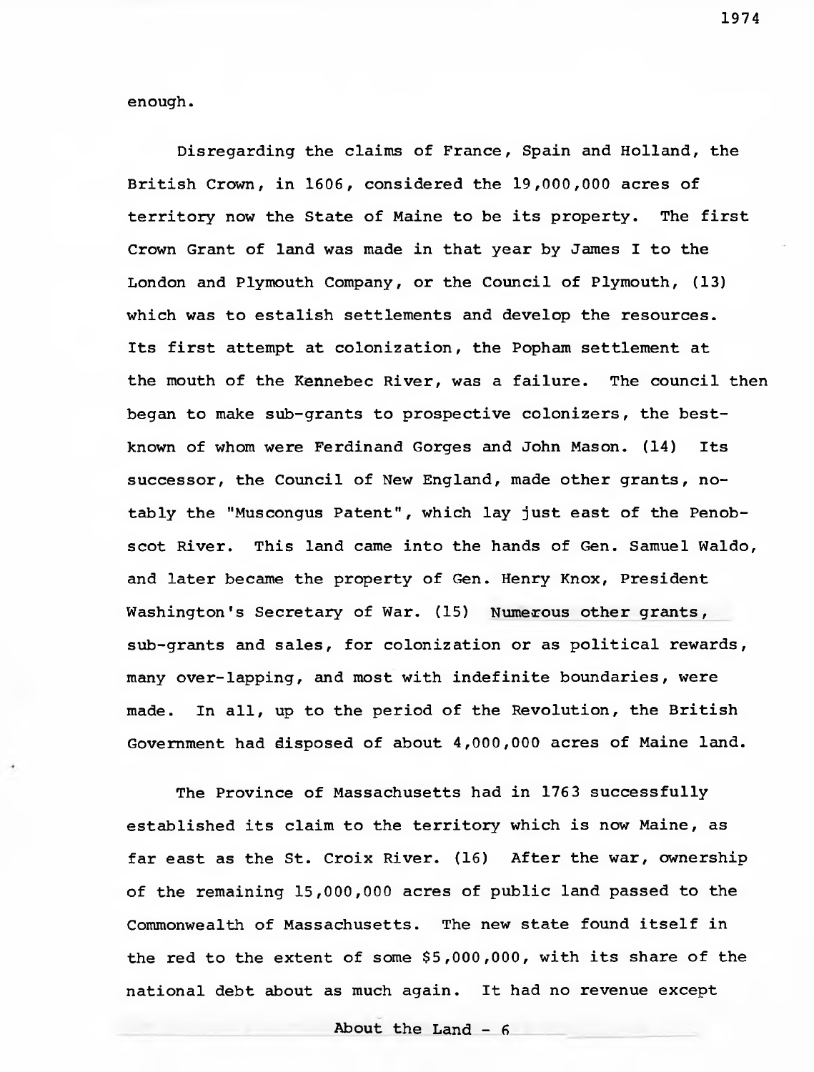enough.

Disregarding the claims of France, Spain and Holland, the British Crown, in 1606, considered the 19,000,000 acres of territory now the State of Maine to be its property. The first Crown Grant of land was made in that year by James I to the London and Plymouth Company, or the Council of Plymouth, (13) which was to estalish settlements and develop the resources. Its first attempt at colonization, the Popham settlement at the mouth of the Kennebec River, was a failure. The council then began to make sub-grants to prospective colonizers, the best-known of whom were Ferdinand Gorges and John Mason. (14) Its successor, the Council of New England, made other grants, notably the "Muscongus Patent", which lay just east of the Penobscot River. This land came into the hands of Gen. Samuel Waldo, and later became the property of Gen. Henry Knox, President Washington's Secretary of War. (15) Numerous other grants, sub-grants and sales, for colonization or as political rewards, many over-lapping, and most with indefinite boundaries, were made. In all, up to the period of the Revolution, the British Government had disposed of about 4,000,000 acres of Maine land.

The Province of Massachusetts had in 1763 successfully established its claim to the territory which is now Maine, as far east as the St. Croix River. (16) After the war, ownership of the remaining 15,000,000 acres of public land passed to the Commonwealth of Massachusetts. The new state found itself in the red to the extent of some $5,000,000, with its share of the national debt about as much again. It had no revenue except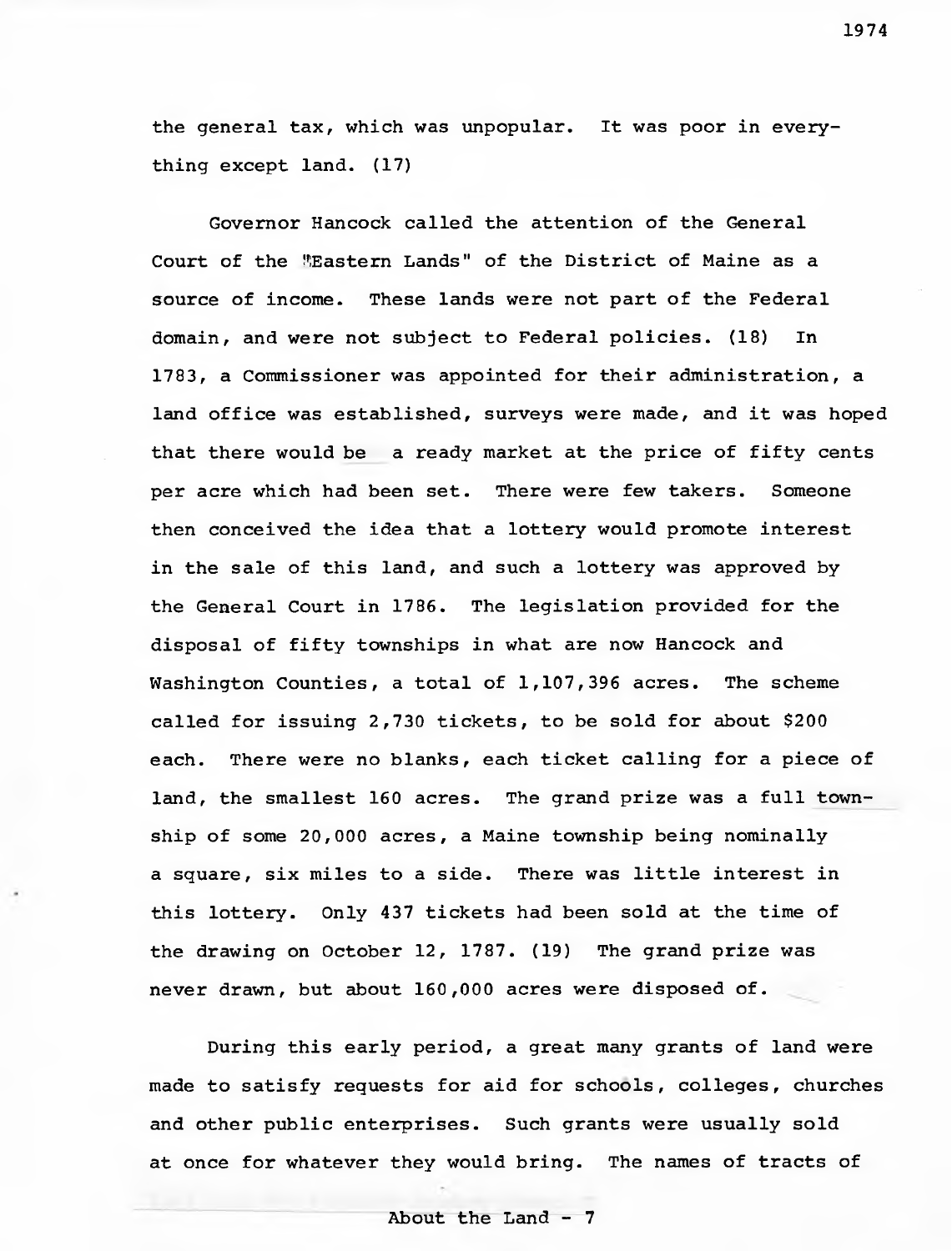the general tax, which was unpopular. It was poor in everything except land. (17)

Governor Hancock called the attention of the General Court of the "Eastern Lands" of the District of Maine as a source of income. These lands were not part of the Federal domain, and were not subject to Federal policies. (18) In 1783, a Commissioner was appointed for their administration, a land office was established, surveys were made, and it was hoped that there would be a ready market at the price of fifty cents per acre which had been set. There were few takers. Someone then conceived the idea that a lottery would promote interest in the sale of this land, and such a lottery was approved by the General Court in 1786. The legislation provided for the disposal of fifty townships in what are now Hancock and Washington Counties, a total of 1,107,396 acres. The scheme called for issuing 2,730 tickets, to be sold for about $200 each. There were no blanks, each ticket calling for a piece of land, the smallest 160 acres. The grand prize was a full township of some 20,000 acres, a Maine township being nominally a square, six miles to a side. There was little interest in this lottery. Only 437 tickets had been sold at the time of the drawing on October 12, 1787. (19) The grand prize was never drawn, but about 160,000 acres were disposed of.

During this early period, a great many grants of land were made to satisfy requests for aid for schools, colleges, churches and other public enterprises. Such grants were usually sold at once for whatever they would bring. The names of tracts of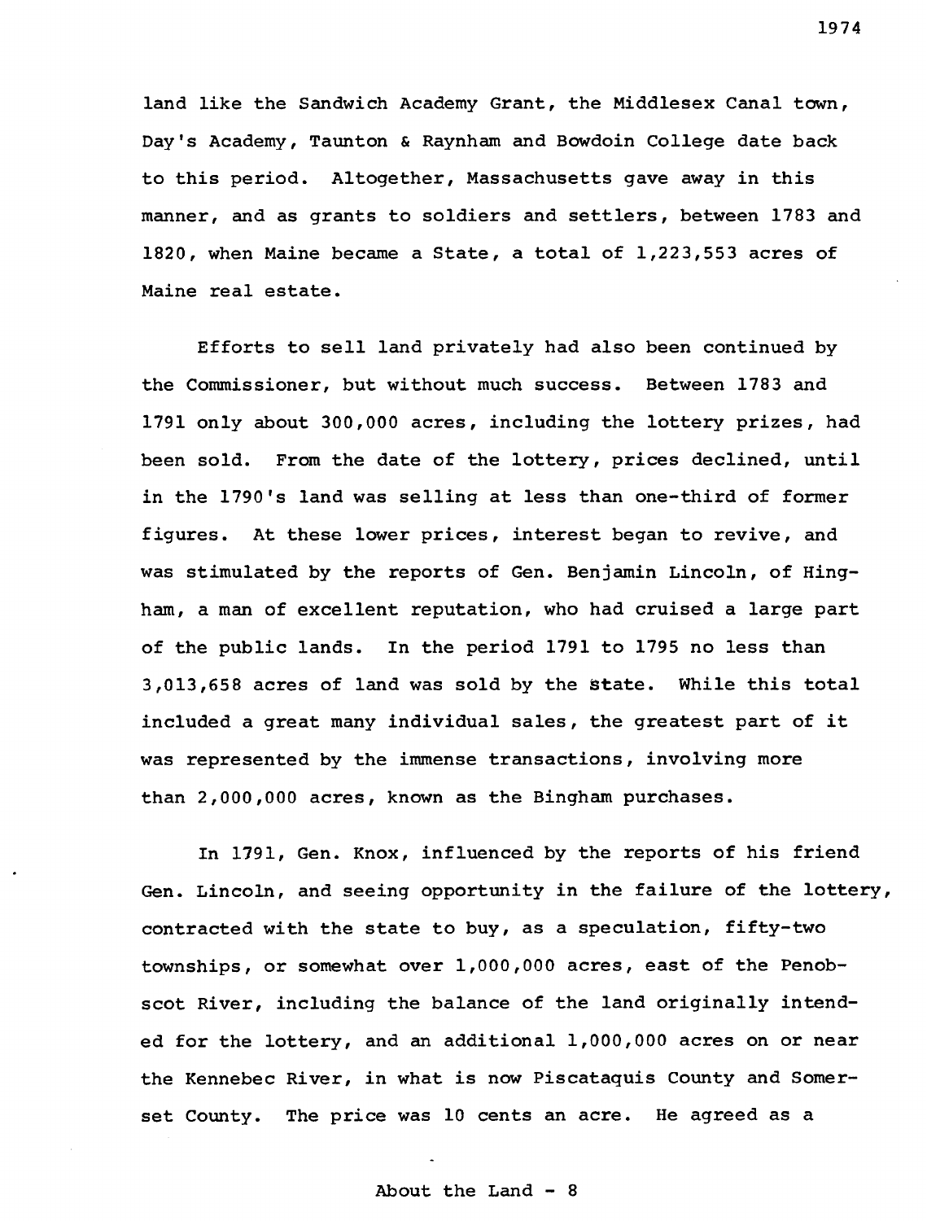land like the Sandwich Academy Grant, the Middlesex Canal town, Day's Academy, Taunton & Raynham and Bowdoin College date back to this period. Altogether, Massachusetts gave away in this manner, and as grants to soldiers and settlers, between 1783 and 1820, when Maine became a State, a total of 1,223,553 acres of Maine real estate.

Efforts to sell land privately had also been continued by the Commissioner, but without much success. Between 1783 and 1791 only about 300,000 acres, including the lottery prizes, had been sold. From the date of the lottery, prices declined, until in the 1790's land was selling at less than one-third of former figures. At these lower prices, interest began to revive, and was stimulated by the reports of Gen. Benjamin Lincoln, of Hingham, a man of excellent reputation, who had cruised a large part of the public lands. In the period 1791 to 1795 no less than 3,013,658 acres of land was sold by the state. While this total included a great many individual sales, the greatest part of it was represented by the immense transactions, involving more than 2,000,000 acres, known as the Bingham purchases.

In 1791, Gen. Knox, influenced by the reports of his friend Gen. Lincoln, and seeing opportunity in the failure of the lottery, contracted with the state to buy, as a speculation, fifty-two townships, or somewhat over 1,000,000 acres, east of the Penobscot River, including the balance of the land originally intended for the lottery, and an additional 1,000,000 acres on or near the Kennebec River, in what is now Piscataquis County and Somerset County. The price was 10 cents an acre. He agreed as a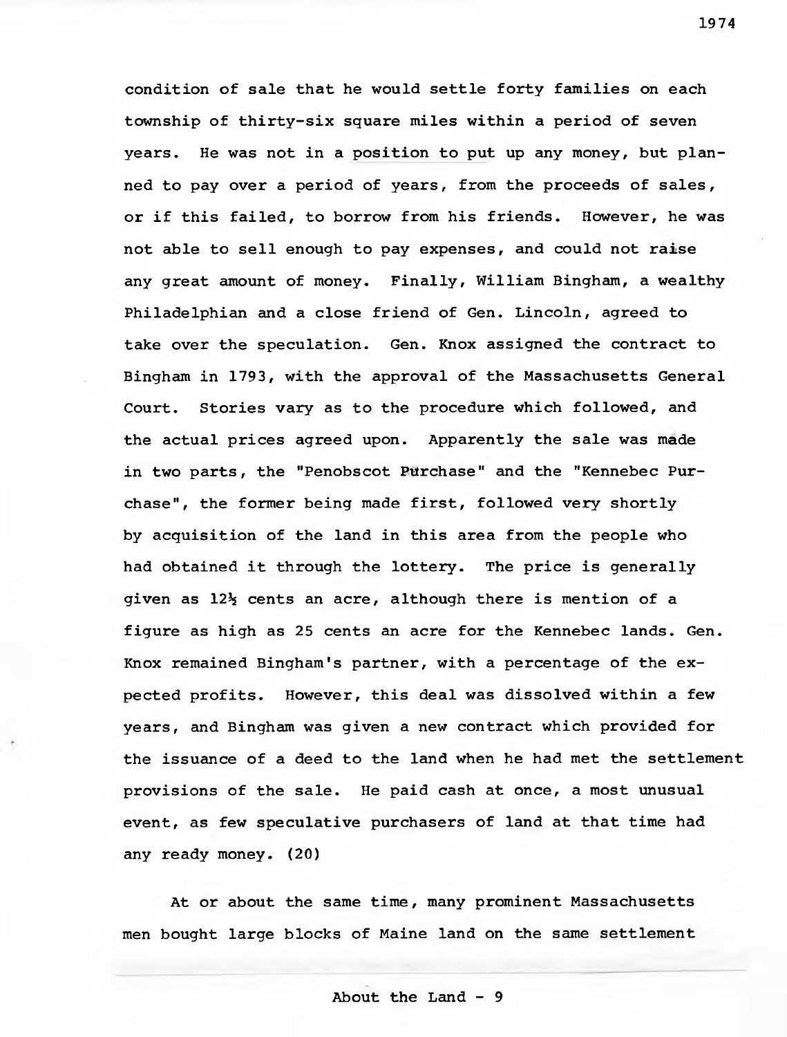condition of sale that he would settle forty families on each township of thirty-six square miles within a period of seven years. He was not in a position to put up any money, but planned to pay over a period of years, from the proceeds of sales, or if this failed, to borrow from his friends. However, he was not able to sell enough to pay expenses, and could not raise any great amount of money. Finally, William Bingham, a wealthy Philadelphian and a close friend of Gen. Lincoln, agreed to take over the speculation. Gen. Knox assigned the contract to Bingham in 1793, with the approval of the Massachusetts General Court. Stories vary as to the procedure which followed, and the actual prices agreed upon. Apparently the sale was made in two parts, the "Penobscot Purchase" and the "Kennebec Purchase", the former being made first, followed very shortly by acquisition of the land in this area from the people who had obtained it through the lottery. The price is generally given as 12½ cents an acre, although there is mention of a figure as high as 25 cents an acre for the Kennebec lands. Gen. Knox remained Bingham's partner, with a percentage of the expected profits. However, this deal was dissolved within a few years, and Bingham was given a new contract which provided for the issuance of a deed to the land when he had met the settlement provisions of the sale. He paid cash at once, a most unusual event, as few speculative purchasers of land at that time had any ready money. (20)

At or about the same time, many prominent Massachusetts men bought large blocks of Maine land on the same settlement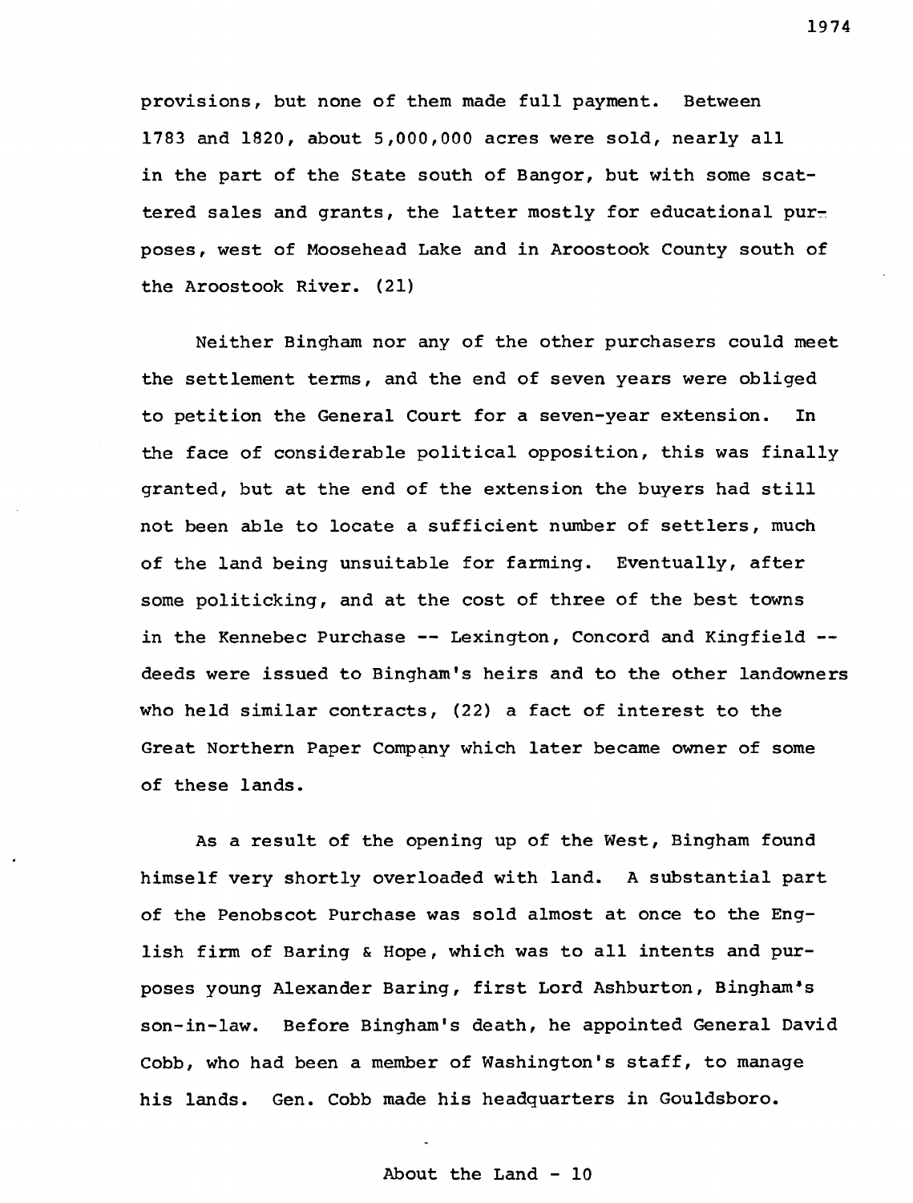provisions, but none of them made full payment. Between 1783 and 1820, about 5,000,000 acres were sold, nearly all in the part of the State south of Bangor, but with some scattered sales and grants, the latter mostly for educational purposes, west of Moosehead Lake and in Aroostook County south of the Aroostook River. (21)

Neither Bingham nor any of the other purchasers could meet the settlement terms, and the end of seven years were obliged to petition the General Court for a seven-year extension. In the face of considerable political opposition, this was finally granted, but at the end of the extension the buyers had still not been able to locate a sufficient number of settlers, much of the land being unsuitable for farming. Eventually, after some politicking, and at the cost of three of the best towns in the Kennebec Purchase -- Lexington, Concord and Kingfield -- deeds were issued to Bingham's heirs and to the other landowners who held similar contracts, (22) a fact of interest to the Great Northern Paper Company which later became owner of some of these lands.

As a result of the opening up of the West, Bingham found himself very shortly overloaded with land. A substantial part of the Penobscot Purchase was sold almost at once to the English firm of Baring & Hope, which was to all intents and purposes young Alexander Baring, first Lord Ashburton, Bingham's son-in-law. Before Bingham's death, he appointed General David Cobb, who had been a member of Washington's staff, to manage his lands. Gen. Cobb made his headquarters in Gouldsboro.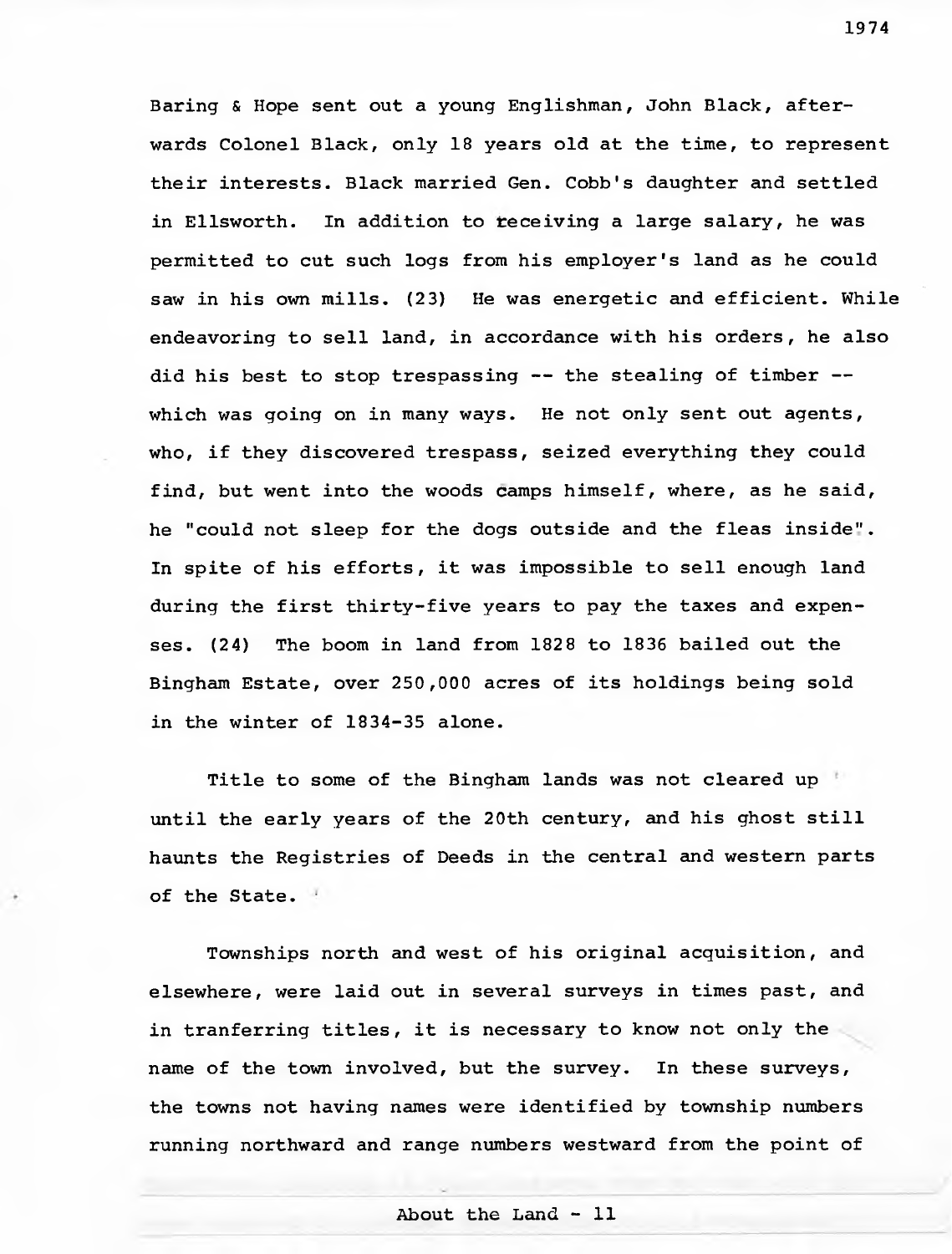Baring & Hope sent out a young Englishman, John Black, afterwards Colonel Black, only 18 years old at the time, to represent their interests. Black married Gen. Cobb's daughter and settled in Ellsworth. In addition to receiving a large salary, he was permitted to cut such logs from his employer's land as he could saw in his own mills. (23) He was energetic and efficient. While endeavoring to sell land, in accordance with his orders, he also did his best to stop trespassing -- the stealing of timber -- which was going on in many ways. He not only sent out agents, who, if they discovered trespass, seized everything they could find, but went into the woods camps himself, where, as he said, he "could not sleep for the dogs outside and the fleas inside". In spite of his efforts, it was impossible to sell enough land during the first thirty-five years to pay the taxes and expenses. (24) The boom in land from 1828 to 1836 bailed out the Bingham Estate, over 250,000 acres of its holdings being sold in the winter of 1834-35 alone.

Title to some of the Bingham lands was not cleared up until the early years of the 20th century, and his ghost still haunts the Registries of Deeds in the central and western parts of the State.

Townships north and west of his original acquisition, and elsewhere, were laid out in several surveys in times past, and in tranferring titles, it is necessary to know not only the name of the town involved, but the survey. In these surveys, the towns not having names were identified by township numbers running northward and range numbers westward from the point of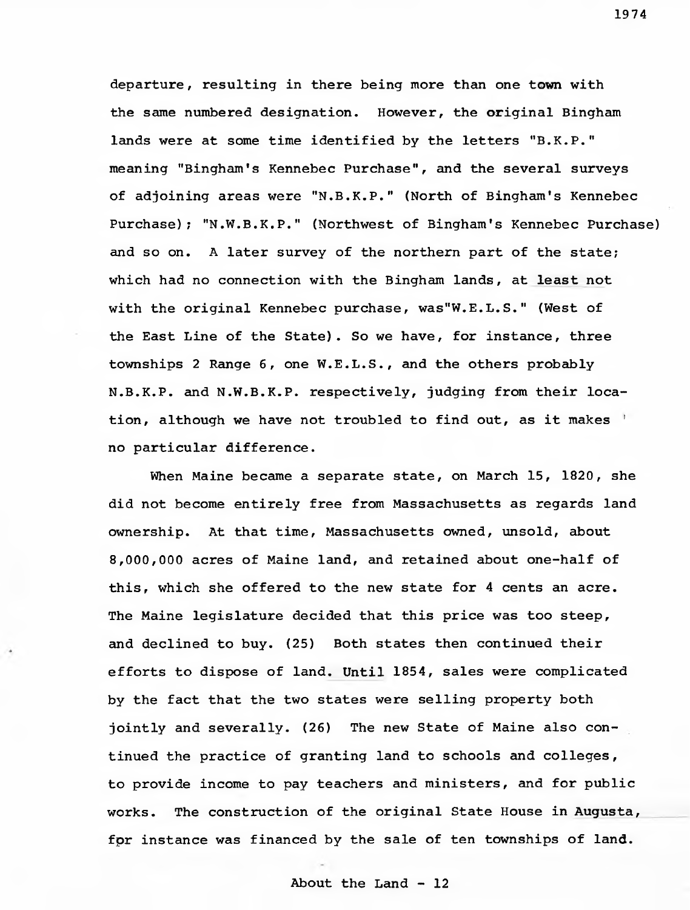departure, resulting in there being more than one town with the same numbered designation. However, the original Bingham lands were at some time identified by the letters "B.K.P." meaning "Bingham's Kennebec Purchase", and the several surveys of adjoining areas were "N.B.K.P." (North of Bingham's Kennebec Purchase); "N.W.B.K.P." (Northwest of Bingham's Kennebec Purchase) and so on. A later survey of the northern part of the state; which had no connection with the Bingham lands, at least not with the original Kennebec purchase, was"W.E.L.S." (West of the East Line of the State). So we have, for instance, three townships 2 Range 6, one W.E.L.S., and the others probably N.B.K.P. and N.W.B.K.P. respectively, judging from their location, although we have not troubled to find out, as it makes no particular difference.

When Maine became a separate state, on March 15, 1820, she did not become entirely free from Massachusetts as regards land ownership. At that time, Massachusetts owned, unsold, about 8,000,000 acres of Maine land, and retained about one-half of this, which she offered to the new state for 4 cents an acre. The Maine legislature decided that this price was too steep, and declined to buy. (25) Both states then continued their efforts to dispose of land. Until 1854, sales were complicated by the fact that the two states were selling property both jointly and severally. (26) The new State of Maine also continued the practice of granting land to schools and colleges, to provide income to pay teachers and ministers, and for public works. The construction of the original State House in Augusta, fpr instance was financed by the sale of ten townships of land.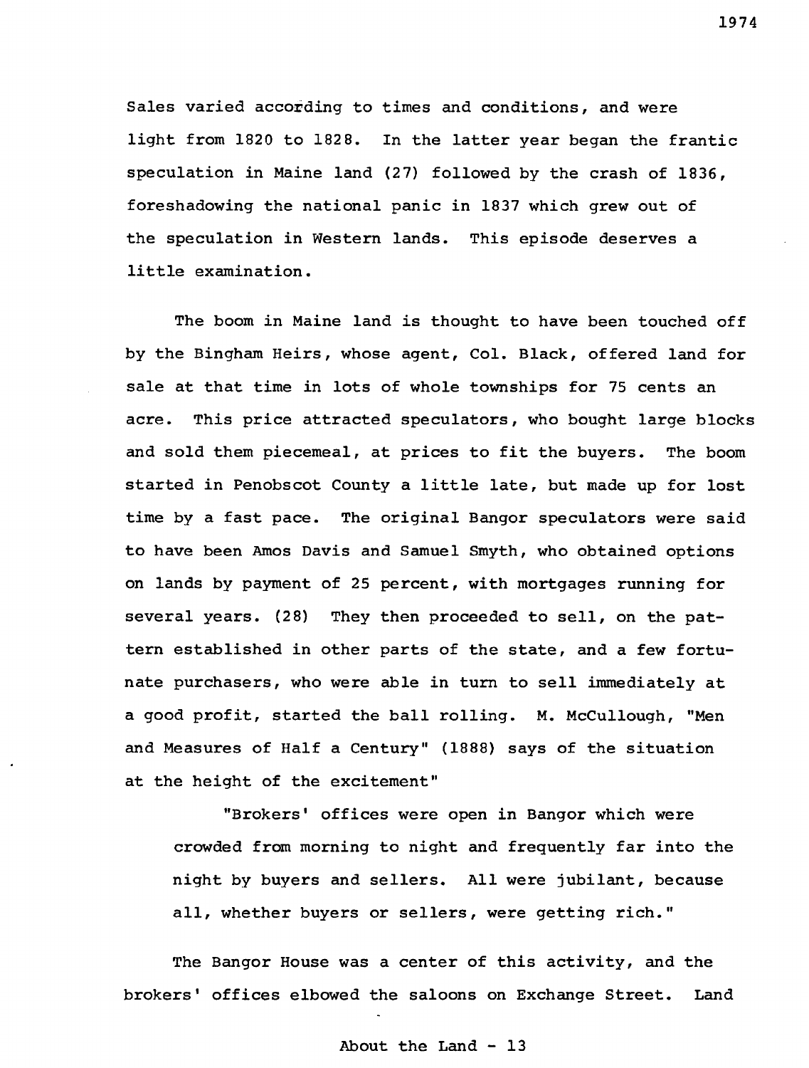Sales varied according to times and conditions, and were light from 1820 to 1828. In the latter year began the frantic speculation in Maine land (27) followed by the crash of 1836, foreshadowing the national panic in 1837 which grew out of the speculation in Western lands. This episode deserves a little examination.

The boom in Maine land is thought to have been touched off by the Bingham Heirs, whose agent, Col. Black, offered land for sale at that time in lots of whole townships for 75 cents an acre. This price attracted speculators, who bought large blocks and sold them piecemeal, at prices to fit the buyers. The boom started in Penobscot County a little late, but made up for lost time by a fast pace. The original Bangor speculators were said to have been Amos Davis and Samuel Smyth, who obtained options on lands by payment of 25 percent, with mortgages running for several years. (28) They then proceeded to sell, on the pattern established in other parts of the state, and a few fortunate purchasers, who were able in turn to sell immediately at a good profit, started the ball rolling. M. McCullough, "Men and Measures of Half a Century" (1888) says of the situation at the height of the excitement"

> "Brokers' offices were open in Bangor which were crowded from morning to night and frequently far into the night by buyers and sellers. All were jubilant, because all, whether buyers or sellers, were getting rich."

The Bangor House was a center of this activity, and the brokers' offices elbowed the saloons on Exchange Street. Land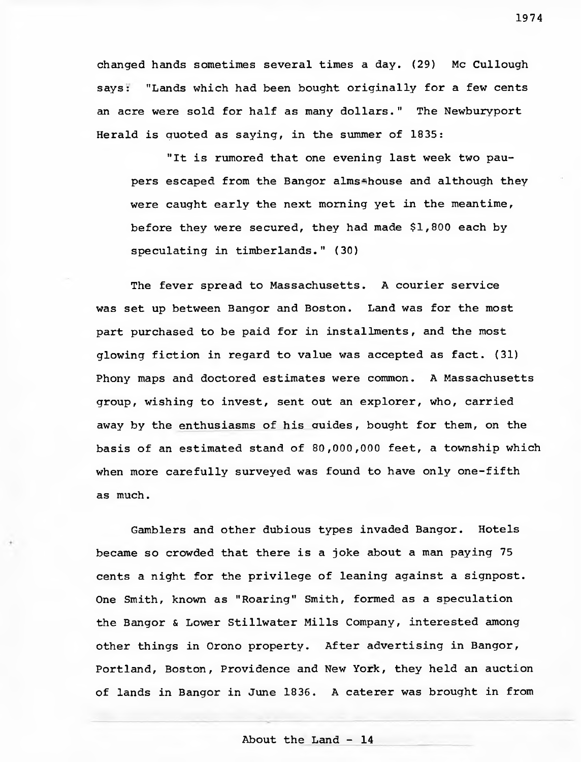changed hands sometimes several times a day. (29) Mc Cullough says: "Lands which had been bought originally for a few cents an acre were sold for half as many dollars." The Newburyport Herald is quoted as saying, in the summer of 1835:

> "It is rumored that one evening last week two paupers escaped from the Bangor alms-house and although they were caught early the next morning yet in the meantime, before they were secured, they had made $1,800 each by speculating in timberlands." (30)

The fever spread to Massachusetts. A courier service was set up between Bangor and Boston. Land was for the most part purchased to be paid for in installments, and the most glowing fiction in regard to value was accepted as fact. (31) Phony maps and doctored estimates were common. A Massachusetts group, wishing to invest, sent out an explorer, who, carried away by the enthusiasms of his guides, bought for them, on the basis of an estimated stand of 80,000,000 feet, a township which when more carefully surveyed was found to have only one-fifth as much.

Gamblers and other dubious types invaded Bangor. Hotels became so crowded that there is a joke about a man paying 75 cents a night for the privilege of leaning against a signpost. One Smith, known as "Roaring" Smith, formed as a speculation the Bangor & Lower Stillwater Mills Company, interested among other things in Orono property. After advertising in Bangor, Portland, Boston, Providence and New York, they held an auction of lands in Bangor in June 1836. A caterer was brought in from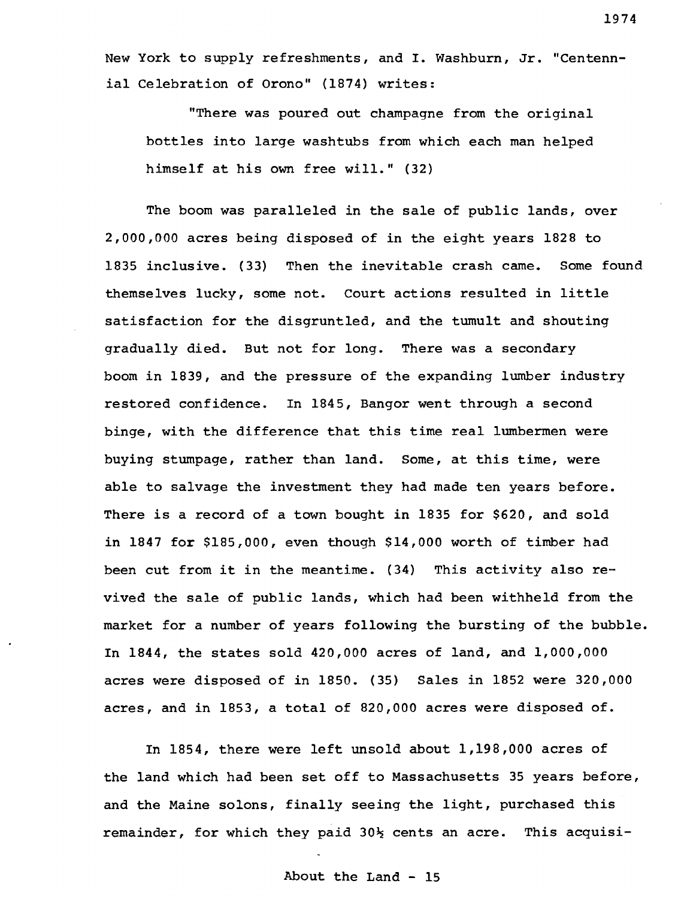New York to supply refreshments, and I. Washburn, Jr. "Centennial Celebration of Orono" (1874) writes:

> "There was poured out champagne from the original bottles into large washtubs from which each man helped himself at his own free will." (32)

The boom was paralleled in the sale of public lands, over 2,000,000 acres being disposed of in the eight years 1828 to 1835 inclusive. (33) Then the inevitable crash came. Some found themselves lucky, some not. Court actions resulted in little satisfaction for the disgruntled, and the tumult and shouting gradually died. But not for long. There was a secondary boom in 1839, and the pressure of the expanding lumber industry restored confidence. In 1845, Bangor went through a second binge, with the difference that this time real lumbermen were buying stumpage, rather than land. Some, at this time, were able to salvage the investment they had made ten years before. There is a record of a town bought in 1835 for $620, and sold in 1847 for $185,000, even though $14,000 worth of timber had been cut from it in the meantime. (34) This activity also revived the sale of public lands, which had been withheld from the market for a number of years following the bursting of the bubble. In 1844, the states sold 420,000 acres of land, and 1,000,000 acres were disposed of in 1850. (35) Sales in 1852 were 320,000 acres, and in 1853, a total of 820,000 acres were disposed of.

In 1854, there were left unsold about 1,198,000 acres of the land which had been set off to Massachusetts 35 years before, and the Maine solons, finally seeing the light, purchased this remainder, for which they paid 30½ cents an acre. This acquisi-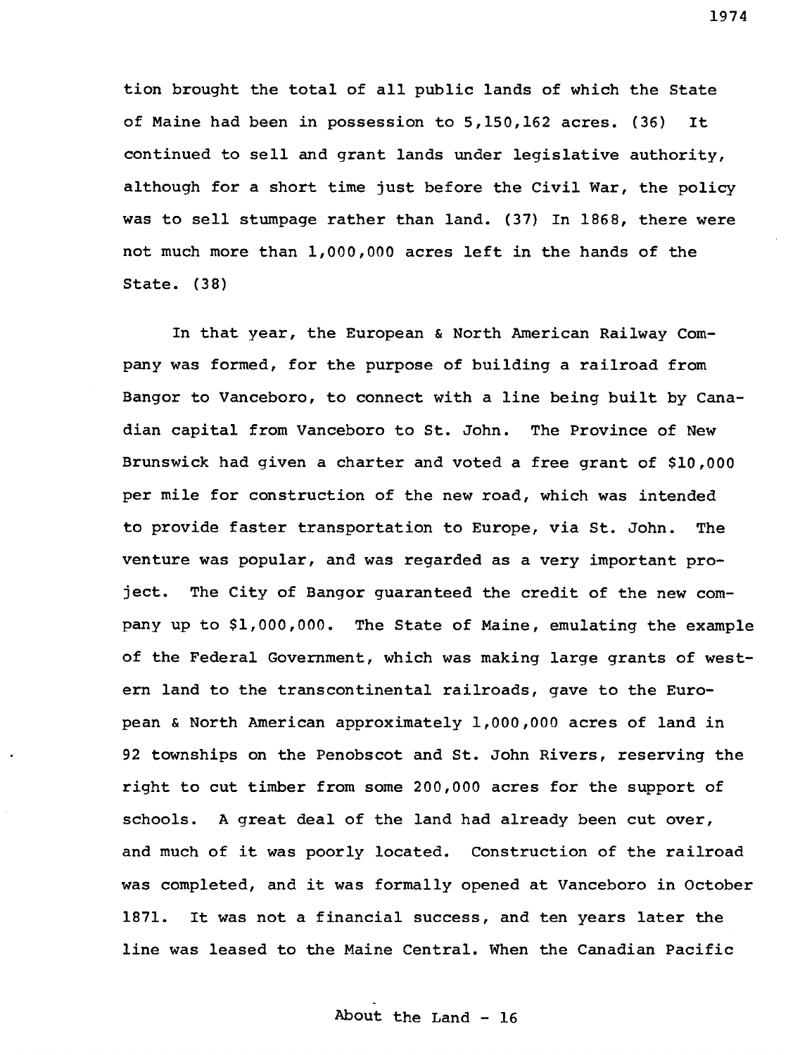tion brought the total of all public lands of which the State of Maine had been in possession to 5,150,162 acres. (36) It continued to sell and grant lands under legislative authority, although for a short time just before the Civil War, the policy was to sell stumpage rather than land. (37) In 1868, there were not much more than 1,000,000 acres left in the hands of the State. (38)

In that year, the European & North American Railway Company was formed, for the purpose of building a railroad from Bangor to Vanceboro, to connect with a line being built by Canadian capital from Vanceboro to St. John. The Province of New Brunswick had given a charter and voted a free grant of $10,000 per mile for construction of the new road, which was intended to provide faster transportation to Europe, via St. John. The venture was popular, and was regarded as a very important project. The City of Bangor guaranteed the credit of the new company up to $1,000,000. The State of Maine, emulating the example of the Federal Government, which was making large grants of western land to the transcontinental railroads, gave to the European & North American approximately 1,000,000 acres of land in 92 townships on the Penobscot and St. John Rivers, reserving the right to cut timber from some 200,000 acres for the support of schools. A great deal of the land had already been cut over, and much of it was poorly located. Construction of the railroad was completed, and it was formally opened at Vanceboro in October 1871. It was not a financial success, and ten years later the line was leased to the Maine Central. When the Canadian Pacific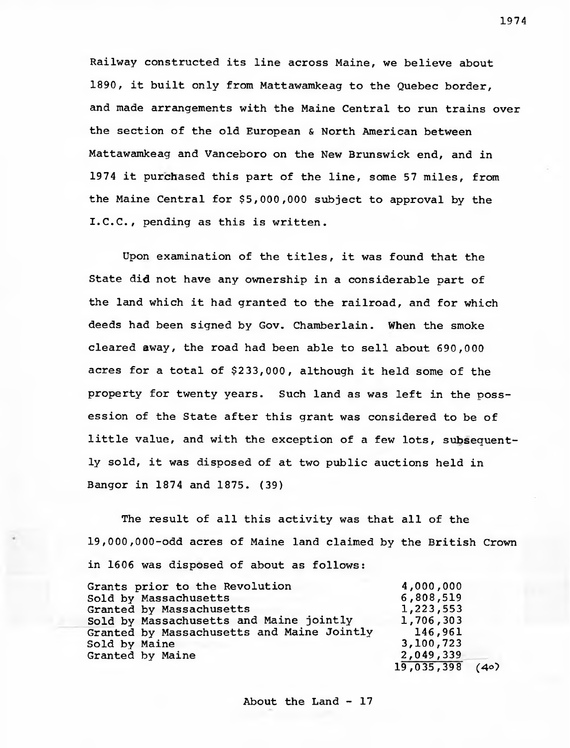Railway constructed its line across Maine, we believe about 1890, it built only from Mattawamkeag to the Quebec border, and made arrangements with the Maine Central to run trains over the section of the old European & North American between Mattawamkeag and Vanceboro on the New Brunswick end, and in 1974 it purchased this part of the line, some 57 miles, from the Maine Central for $5,000,000 subject to approval by the I.C.C., pending as this is written.

Upon examination of the titles, it was found that the State did not have any ownership in a considerable part of the land which it had granted to the railroad, and for which deeds had been signed by Gov. Chamberlain. When the smoke cleared away, the road had been able to sell about 690,000 acres for a total of $233,000, although it held some of the property for twenty years. Such land as was left in the possession of the State after this grant was considered to be of little value, and with the exception of a few lots, subsequently sold, it was disposed of at two public auctions held in Bangor in 1874 and 1875. (39)

The result of all this activity was that all of the 19,000,000-odd acres of Maine land claimed by the British Crown in 1606 was disposed of about as follows:

| | |
|---|---|
| Grants prior to the Revolution | 4,000,000 |
| Sold by Massachusetts | 6,808,519 |
| Granted by Massachusetts | 1,223,553 |
| Sold by Massachusetts and Maine jointly | 1,706,303 |
| Granted by Massachusetts and Maine Jointly | 146,961 |
| Sold by Maine | 3,100,723 |
| Granted by Maine | 2,049,339 |
| | 19,035,398 (40) |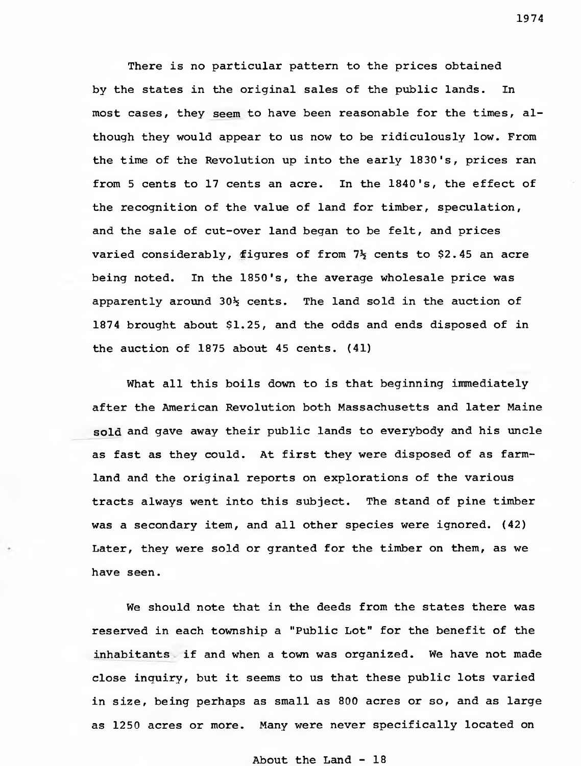There is no particular pattern to the prices obtained by the states in the original sales of the public lands. In most cases, they seem to have been reasonable for the times, although they would appear to us now to be ridiculously low. From the time of the Revolution up into the early 1830's, prices ran from 5 cents to 17 cents an acre. In the 1840's, the effect of the recognition of the value of land for timber, speculation, and the sale of cut-over land began to be felt, and prices varied considerably, figures of from 7½ cents to $2.45 an acre being noted. In the 1850's, the average wholesale price was apparently around 30½ cents. The land sold in the auction of 1874 brought about $1.25, and the odds and ends disposed of in the auction of 1875 about 45 cents. (41)

What all this boils down to is that beginning immediately after the American Revolution both Massachusetts and later Maine sold and gave away their public lands to everybody and his uncle as fast as they could. At first they were disposed of as farmland and the original reports on explorations of the various tracts always went into this subject. The stand of pine timber was a secondary item, and all other species were ignored. (42) Later, they were sold or granted for the timber on them, as we have seen.

We should note that in the deeds from the states there was reserved in each township a "Public Lot" for the benefit of the inhabitants if and when a town was organized. We have not made close inquiry, but it seems to us that these public lots varied in size, being perhaps as small as 800 acres or so, and as large as 1250 acres or more. Many were never specifically located on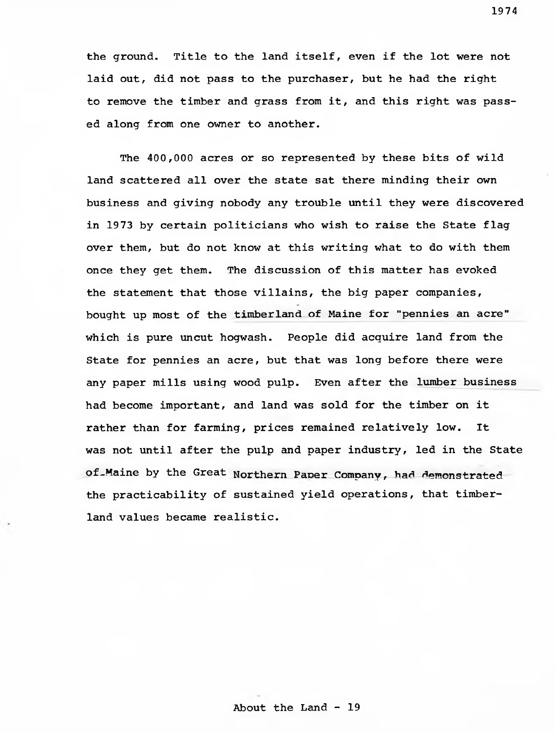the ground. Title to the land itself, even if the lot were not laid out, did not pass to the purchaser, but he had the right to remove the timber and grass from it, and this right was passed along from one owner to another.

The 400,000 acres or so represented by these bits of wild land scattered all over the state sat there minding their own business and giving nobody any trouble until they were discovered in 1973 by certain politicians who wish to raise the State flag over them, but do not know at this writing what to do with them once they get them. The discussion of this matter has evoked the statement that those villains, the big paper companies, bought up most of the timberland of Maine for "pennies an acre" which is pure uncut hogwash. People did acquire land from the State for pennies an acre, but that was long before there were any paper mills using wood pulp. Even after the lumber business had become important, and land was sold for the timber on it rather than for farming, prices remained relatively low. It was not until after the pulp and paper industry, led in the State of Maine by the Great Northern Paper Company, had demonstrated the practicability of sustained yield operations, that timberland values became realistic.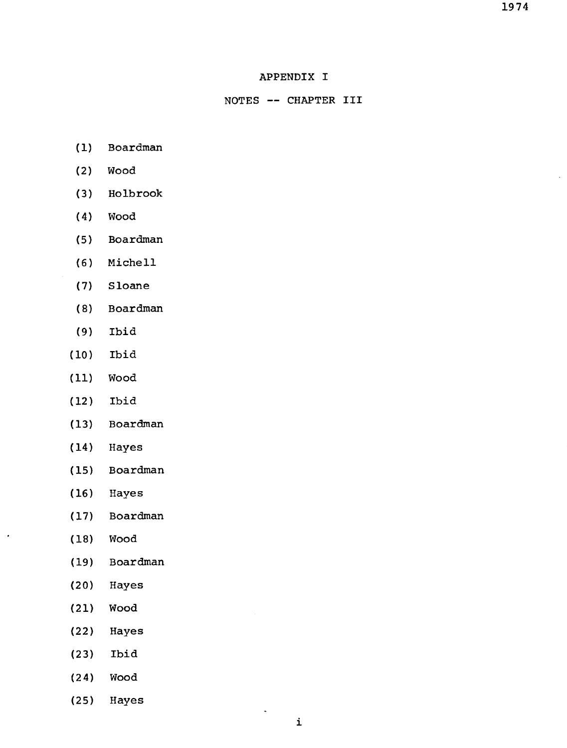# APPENDIX I

## NOTES -- CHAPTER III

(1) Boardman

(2) Wood

(3) Holbrook

(4) Wood

(5) Boardman

(6) Michell

(7) Sloane

(8) Boardman

(9) Ibid

(10) Ibid

(11) Wood

(12) Ibid

(13) Boardman

(14) Hayes

(15) Boardman

(16) Hayes

(17) Boardman

(18) Wood

(19) Boardman

(20) Hayes

(21) Wood

(22) Hayes

(23) Ibid

(24) Wood

(25) Hayes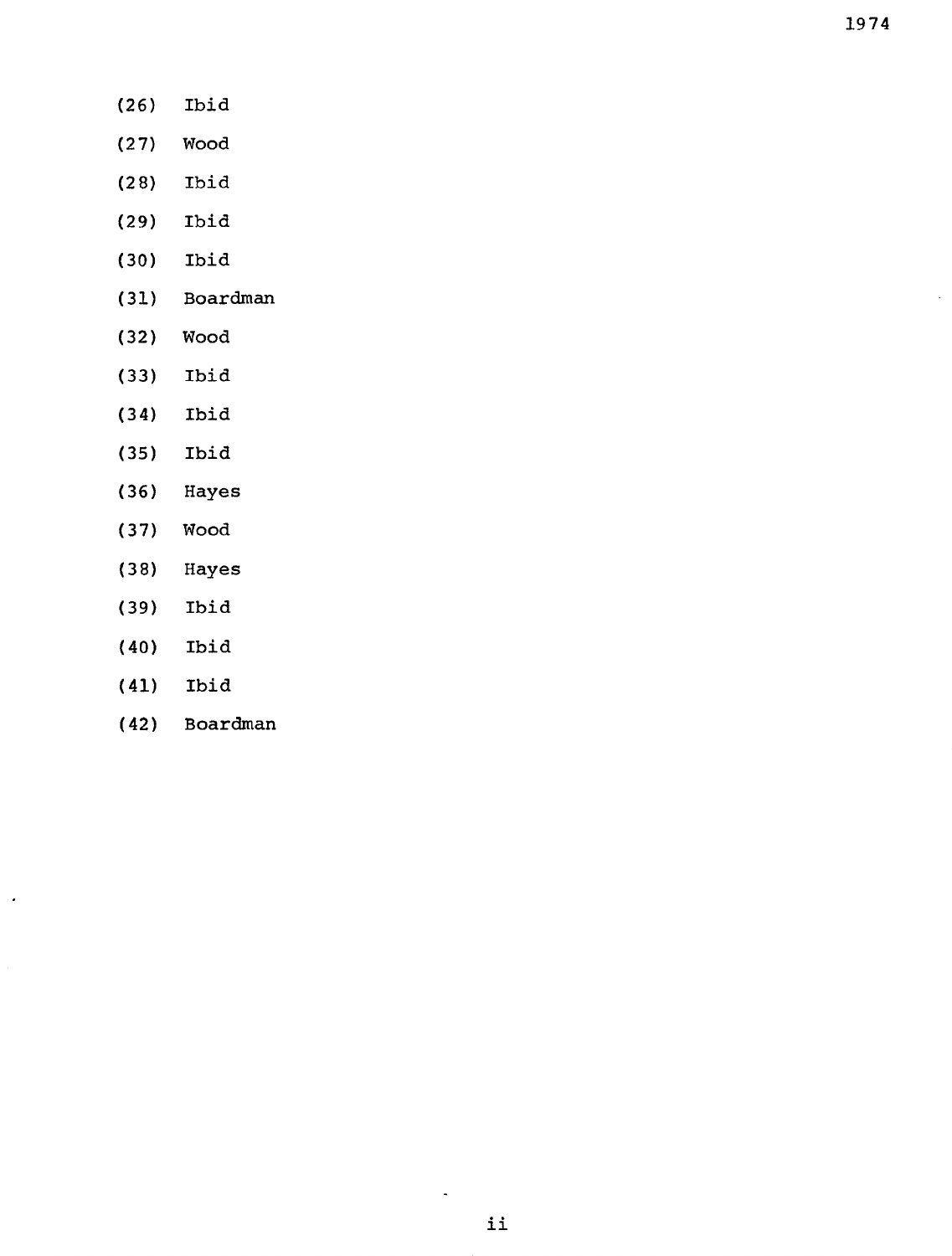(26) Ibid

(27) Wood

(28) Ibid

(29) Ibid

(30) Ibid

(31) Boardman

(32) Wood

(33) Ibid

(34) Ibid

(35) Ibid

(36) Hayes

(37) Wood

(38) Hayes

(39) Ibid

(40) Ibid

(41) Ibid

(42) Boardman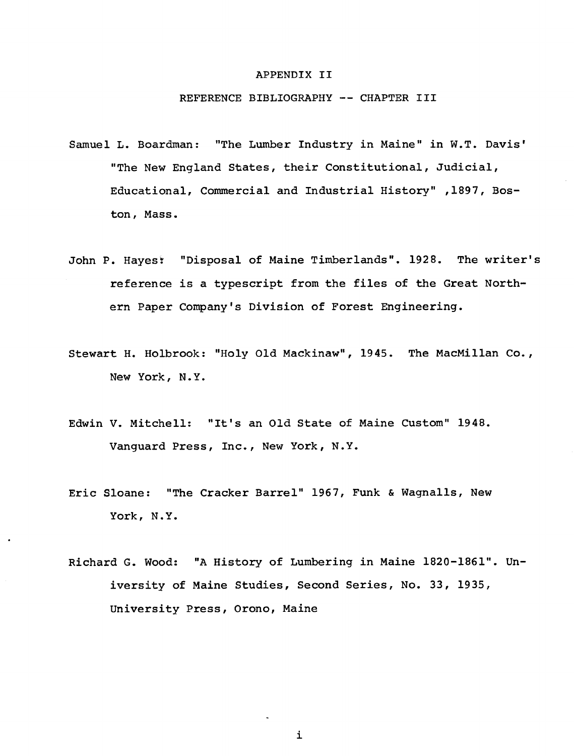# APPENDIX II

## REFERENCE BIBLIOGRAPHY -- CHAPTER III

Samuel L. Boardman: "The Lumber Industry in Maine" in W.T. Davis' "The New England States, their Constitutional, Judicial, Educational, Commercial and Industrial History" ,1897, Boston, Mass.

John P. Hayes: "Disposal of Maine Timberlands". 1928. The writer's reference is a typescript from the files of the Great Northern Paper Company's Division of Forest Engineering.

Stewart H. Holbrook: "Holy Old Mackinaw", 1945. The MacMillan Co., New York, N.Y.

Edwin V. Mitchell: "It's an Old State of Maine Custom" 1948. Vanguard Press, Inc., New York, N.Y.

Eric Sloane: "The Cracker Barrel" 1967, Funk & Wagnalls, New York, N.Y.

Richard G. Wood: "A History of Lumbering in Maine 1820-1861". University of Maine Studies, Second Series, No. 33, 1935, University Press, Orono, Maine